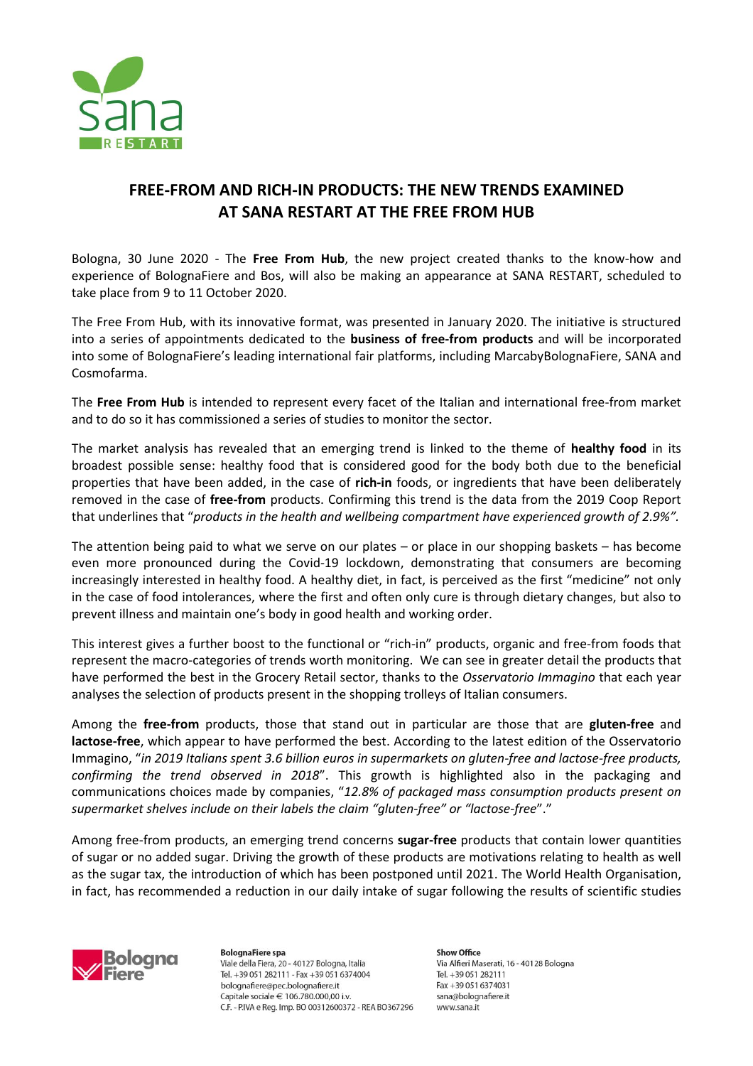# FREE-FROM AND RICH-IN PRODUCTS: THE NEW TRENDS EXAMINED AT SANA RESTART AT THE FREE FROM HUB

Bologna, 30 June 2020 - The **Free From Hub**, the new project created thanks to the know-how and experience of BolognaFiere and Bos, will also be making an appearance at SANA RESTART, scheduled to take place from 9 to 11 October 2020.

The Free From Hub, with its innovative format, was presented in January 2020. The initiative is structured into a series of appointments dedicated to the **business of free-from products** and will be incorporated into some of BolognaFiere's leading international fair platforms, including MarcabyBolognaFiere, SANA and Cosmofarma.

The **Free From Hub** is intended to represent every facet of the Italian and international free-from market and to do so it has commissioned a series of studies to monitor the sector.

The market analysis has revealed that an emerging trend is linked to the theme of **healthy food** in its broadest possible sense: healthy food that is considered good for the body both due to the beneficial properties that have been added, in the case of **rich-in** foods, or ingredients that have been deliberately removed in the case of **free-from** products. Confirming this trend is the data from the 2019 Coop Report that underlines that "*products in the health and wellbeing compartment have experienced growth of 2.9%"*.

The attention being paid to what we serve on our plates – or place in our shopping baskets – has become even more pronounced during the Covid-19 lockdown, demonstrating that consumers are becoming increasingly interested in healthy food. A healthy diet, in fact, is perceived as the first "medicine" not only in the case of food intolerances, where the first and often only cure is through dietary changes, but also to prevent illness and maintain one's body in good health and working order.

This interest gives a further boost to the functional or "rich-in" products, organic and free-from foods that represent the macro-categories of trends worth monitoring. We can see in greater detail the products that have performed the best in the Grocery Retail sector, thanks to the *Osservatorio Immagino* that each year analyses the selection of products present in the shopping trolleys of Italian consumers.

Among the **free-from** products, those that stand out in particular are those that are **gluten-free** and **lactose-free**, which appear to have performed the best. According to the latest edition of the Osservatorio Immagino, "*in 2019 Italians spent 3.6 billion euros in supermarkets on gluten-free and lactose-free products, confirming the trend observed in 2018*". This growth is highlighted also in the packaging and communications choices made by companies, "*12.8% of packaged mass consumption products present on supermarket shelves include on their labels the claim "gluten-free" or "lactose-free*"."

Among free-from products, an emerging trend concerns **sugar-free** products that contain lower quantities of sugar or no added sugar. Driving the growth of these products are motivations relating to health as well as the sugar tax, the introduction of which has been postponed until 2021. The World Health Organisation, in fact, has recommended a reduction in our daily intake of sugar following the results of scientific studies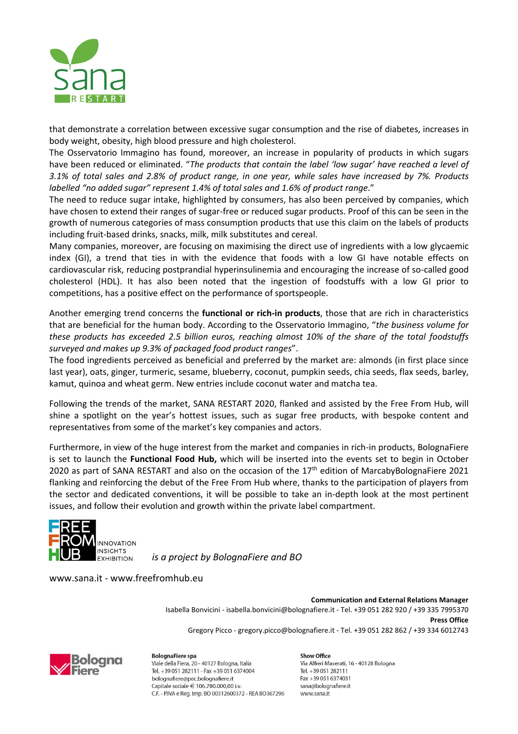that demonstrate a correlation between excessive sugar consumption and the rise of diabetes, increases in body weight, obesity, high blood pressure and high cholesterol.

The Osservatorio Immagino has found, moreover, an increase in popularity of products in which sugars have been reduced or eliminated. "*The products that contain the label 'low sugar' have reached a level of 3.1% of total sales and 2.8% of product range, in one year, while sales have increased by 7%. Products labelled "no added sugar" represent 1.4% of total sales and 1.6% of product range*."

The need to reduce sugar intake, highlighted by consumers, has also been perceived by companies, which have chosen to extend their ranges of sugar-free or reduced sugar products. Proof of this can be seen in the growth of numerous categories of mass consumption products that use this claim on the labels of products including fruit-based drinks, snacks, milk, milk substitutes and cereal.

Many companies, moreover, are focusing on maximising the direct use of ingredients with a low glycaemic index (GI), a trend that ties in with the evidence that foods with a low GI have notable effects on cardiovascular risk, reducing postprandial hyperinsulinemia and encouraging the increase of so-called good cholesterol (HDL). It has also been noted that the ingestion of foodstuffs with a low GI prior to competitions, has a positive effect on the performance of sportspeople.

Another emerging trend concerns the **functional or rich-in products**, those that are rich in characteristics that are beneficial for the human body. According to the Osservatorio Immagino, "*the business volume for these products has exceeded 2.5 billion euros, reaching almost 10% of the share of the total foodstuffs surveyed and makes up 9.3% of packaged food product ranges*".

The food ingredients perceived as beneficial and preferred by the market are: almonds (in first place since last year), oats, ginger, turmeric, sesame, blueberry, coconut, pumpkin seeds, chia seeds, flax seeds, barley, kamut, quinoa and wheat germ. New entries include coconut water and matcha tea.

Following the trends of the market, SANA RESTART 2020, flanked and assisted by the Free From Hub, will shine a spotlight on the year's hottest issues, such as sugar free products, with bespoke content and representatives from some of the market's key companies and actors.

Furthermore, in view of the huge interest from the market and companies in rich-in products, BolognaFiere is set to launch the **Functional Food Hub,** which will be inserted into the events set to begin in October 2020 as part of SANA RESTART and also on the occasion of the 17th edition of MarcabyBolognaFiere 2021 flanking and reinforcing the debut of the Free From Hub where, thanks to the participation of players from the sector and dedicated conventions, it will be possible to take an in-depth look at the most pertinent issues, and follow their evolution and growth within the private label compartment.

FREE FROM HUB INNOVATION INSIGHTS EXHIBITION *is a project by BolognaFiere and BO*

www.sana.it - www.freefromhub.eu

**Communication and External Relations Manager**
Isabella Bonvicini - isabella.bonvicini@bolognafiere.it - Tel. +39 051 282 920 / +39 335 7995370
**Press Office**
Gregory Picco - gregory.picco@bolognafiere.it - Tel. +39 051 282 862 / +39 334 6012743

**BolognaFiere spa**
Viale della Fiera, 20 - 40127 Bologna, Italia
Tel. +39 051 282111 - Fax +39 051 6374004
bolognafiere@pec.bolognafiere.it
Capitale sociale € 106.780.000,00 i.v.
C.F. - P.IVA e Reg. Imp. BO 00312600372 - REA BO367296

**Show Office**
Via Alfieri Maserati, 16 - 40128 Bologna
Tel. +39 051 282111
Fax +39 051 6374031
sana@bolognafiere.it
www.sana.it